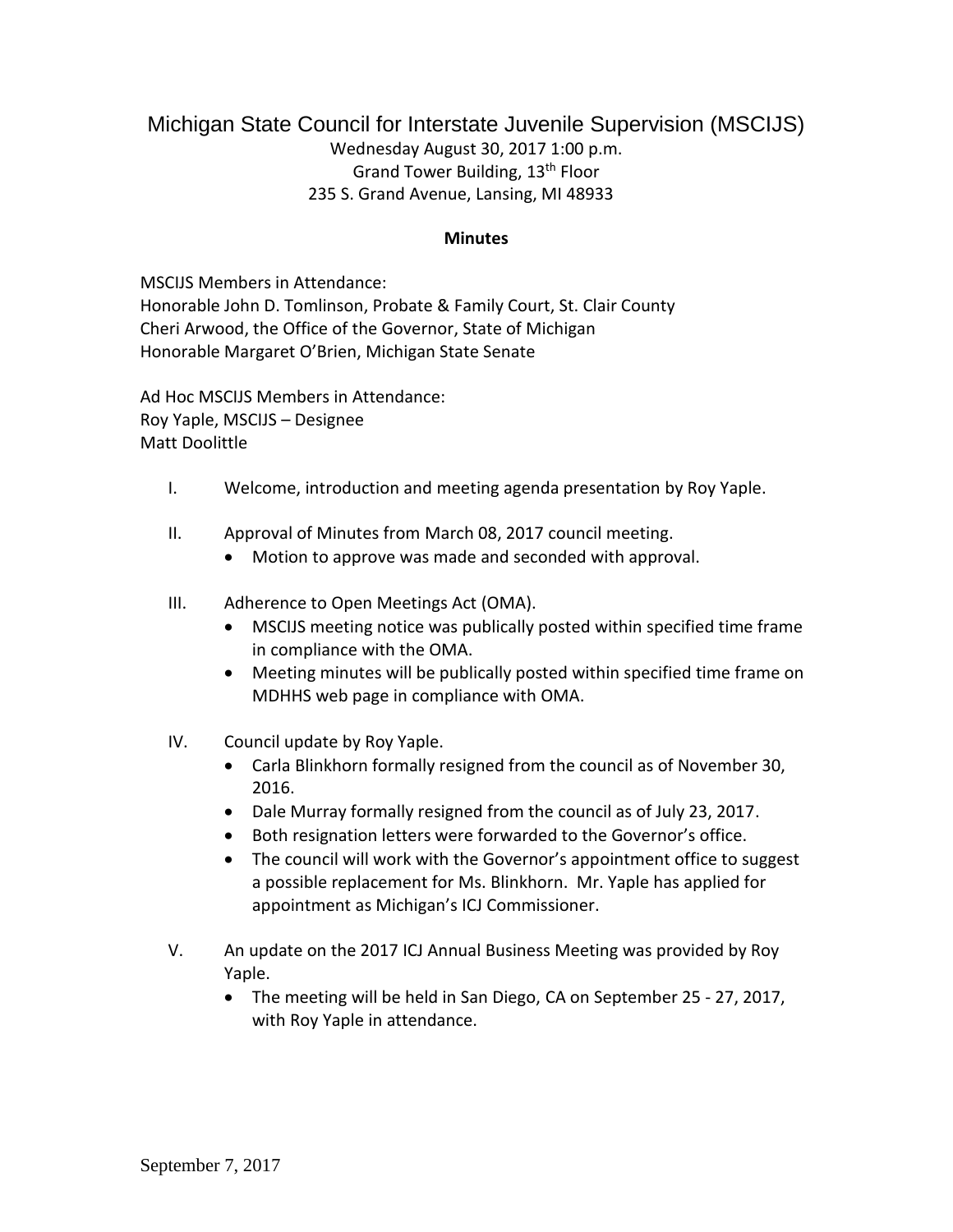# Michigan State Council for Interstate Juvenile Supervision (MSCIJS)

Wednesday August 30, 2017 1:00 p.m.
Grand Tower Building, 13th Floor
235 S. Grand Avenue, Lansing, MI 48933

**Minutes**

MSCIJS Members in Attendance:
Honorable John D. Tomlinson, Probate & Family Court, St. Clair County
Cheri Arwood, the Office of the Governor, State of Michigan
Honorable Margaret O'Brien, Michigan State Senate

Ad Hoc MSCIJS Members in Attendance:
Roy Yaple, MSCIJS – Designee
Matt Doolittle

I. Welcome, introduction and meeting agenda presentation by Roy Yaple.

II. Approval of Minutes from March 08, 2017 council meeting.
- Motion to approve was made and seconded with approval.

III. Adherence to Open Meetings Act (OMA).
- MSCIJS meeting notice was publically posted within specified time frame in compliance with the OMA.
- Meeting minutes will be publically posted within specified time frame on MDHHS web page in compliance with OMA.

IV. Council update by Roy Yaple.
- Carla Blinkhorn formally resigned from the council as of November 30, 2016.
- Dale Murray formally resigned from the council as of July 23, 2017.
- Both resignation letters were forwarded to the Governor's office.
- The council will work with the Governor's appointment office to suggest a possible replacement for Ms. Blinkhorn. Mr. Yaple has applied for appointment as Michigan's ICJ Commissioner.

V. An update on the 2017 ICJ Annual Business Meeting was provided by Roy Yaple.
- The meeting will be held in San Diego, CA on September 25 - 27, 2017, with Roy Yaple in attendance.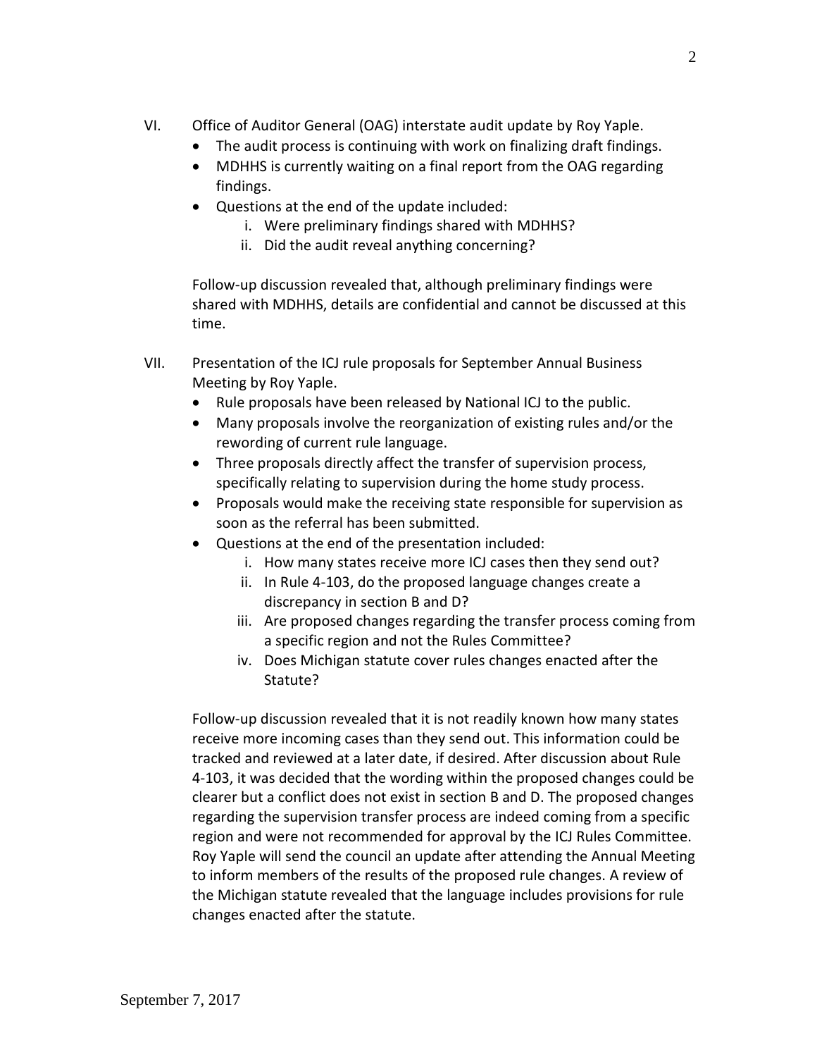VI. Office of Auditor General (OAG) interstate audit update by Roy Yaple.

- The audit process is continuing with work on finalizing draft findings.
- MDHHS is currently waiting on a final report from the OAG regarding findings.
- Questions at the end of the update included:
    - i. Were preliminary findings shared with MDHHS?
    - ii. Did the audit reveal anything concerning?

Follow-up discussion revealed that, although preliminary findings were shared with MDHHS, details are confidential and cannot be discussed at this time.

VII. Presentation of the ICJ rule proposals for September Annual Business Meeting by Roy Yaple.

- Rule proposals have been released by National ICJ to the public.
- Many proposals involve the reorganization of existing rules and/or the rewording of current rule language.
- Three proposals directly affect the transfer of supervision process, specifically relating to supervision during the home study process.
- Proposals would make the receiving state responsible for supervision as soon as the referral has been submitted.
- Questions at the end of the presentation included:
    - i. How many states receive more ICJ cases then they send out?
    - ii. In Rule 4-103, do the proposed language changes create a discrepancy in section B and D?
    - iii. Are proposed changes regarding the transfer process coming from a specific region and not the Rules Committee?
    - iv. Does Michigan statute cover rules changes enacted after the Statute?

Follow-up discussion revealed that it is not readily known how many states receive more incoming cases than they send out. This information could be tracked and reviewed at a later date, if desired. After discussion about Rule 4-103, it was decided that the wording within the proposed changes could be clearer but a conflict does not exist in section B and D. The proposed changes regarding the supervision transfer process are indeed coming from a specific region and were not recommended for approval by the ICJ Rules Committee. Roy Yaple will send the council an update after attending the Annual Meeting to inform members of the results of the proposed rule changes. A review of the Michigan statute revealed that the language includes provisions for rule changes enacted after the statute.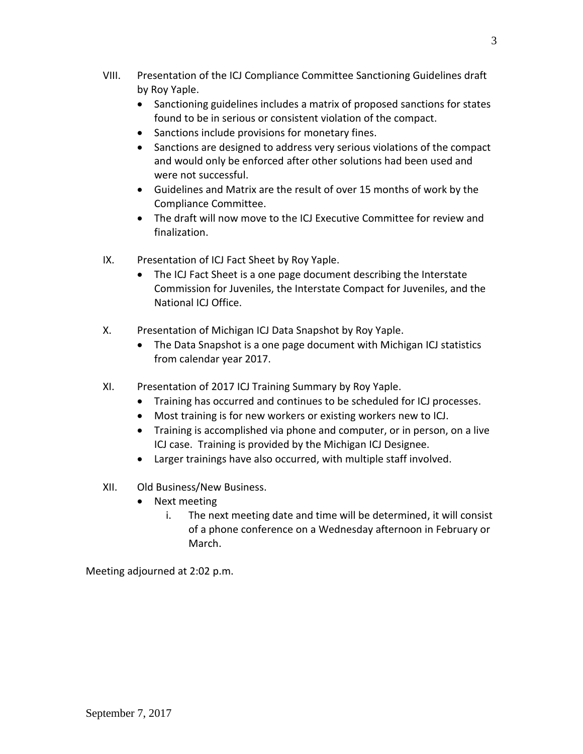VIII. Presentation of the ICJ Compliance Committee Sanctioning Guidelines draft by Roy Yaple.

- Sanctioning guidelines includes a matrix of proposed sanctions for states found to be in serious or consistent violation of the compact.
- Sanctions include provisions for monetary fines.
- Sanctions are designed to address very serious violations of the compact and would only be enforced after other solutions had been used and were not successful.
- Guidelines and Matrix are the result of over 15 months of work by the Compliance Committee.
- The draft will now move to the ICJ Executive Committee for review and finalization.

IX. Presentation of ICJ Fact Sheet by Roy Yaple.

- The ICJ Fact Sheet is a one page document describing the Interstate Commission for Juveniles, the Interstate Compact for Juveniles, and the National ICJ Office.

X. Presentation of Michigan ICJ Data Snapshot by Roy Yaple.

- The Data Snapshot is a one page document with Michigan ICJ statistics from calendar year 2017.

XI. Presentation of 2017 ICJ Training Summary by Roy Yaple.

- Training has occurred and continues to be scheduled for ICJ processes.
- Most training is for new workers or existing workers new to ICJ.
- Training is accomplished via phone and computer, or in person, on a live ICJ case. Training is provided by the Michigan ICJ Designee.
- Larger trainings have also occurred, with multiple staff involved.

XII. Old Business/New Business.

- Next meeting
  i. The next meeting date and time will be determined, it will consist of a phone conference on a Wednesday afternoon in February or March.

Meeting adjourned at 2:02 p.m.